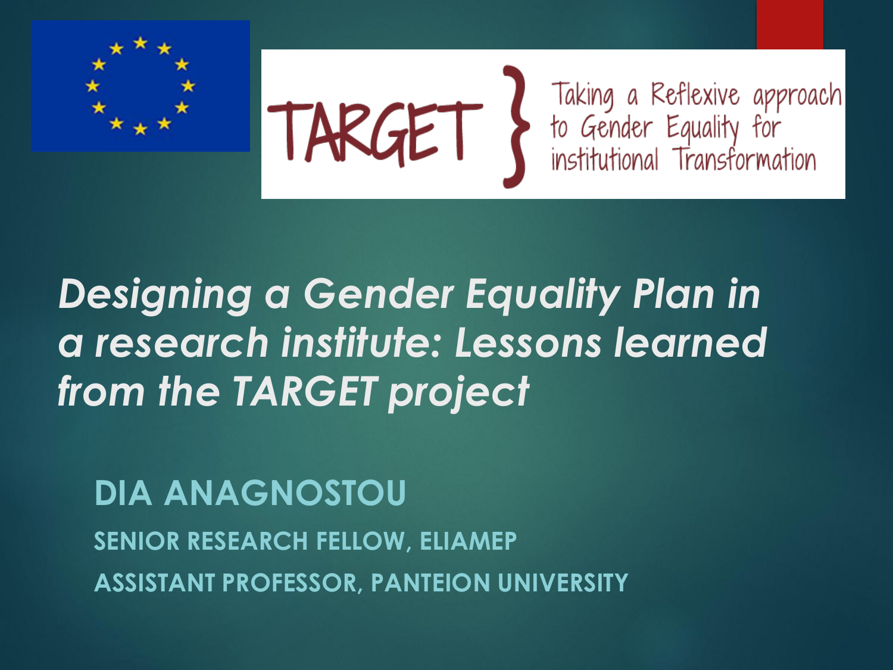TARGET } Taking a Reflexive approach to Gender Equality for institutional Transformation

# *Designing a Gender Equality Plan in a research institute: Lessons learned from the TARGET project*

## DIA ANAGNOSTOU

SENIOR RESEARCH FELLOW, ELIAMEP

ASSISTANT PROFESSOR, PANTEION UNIVERSITY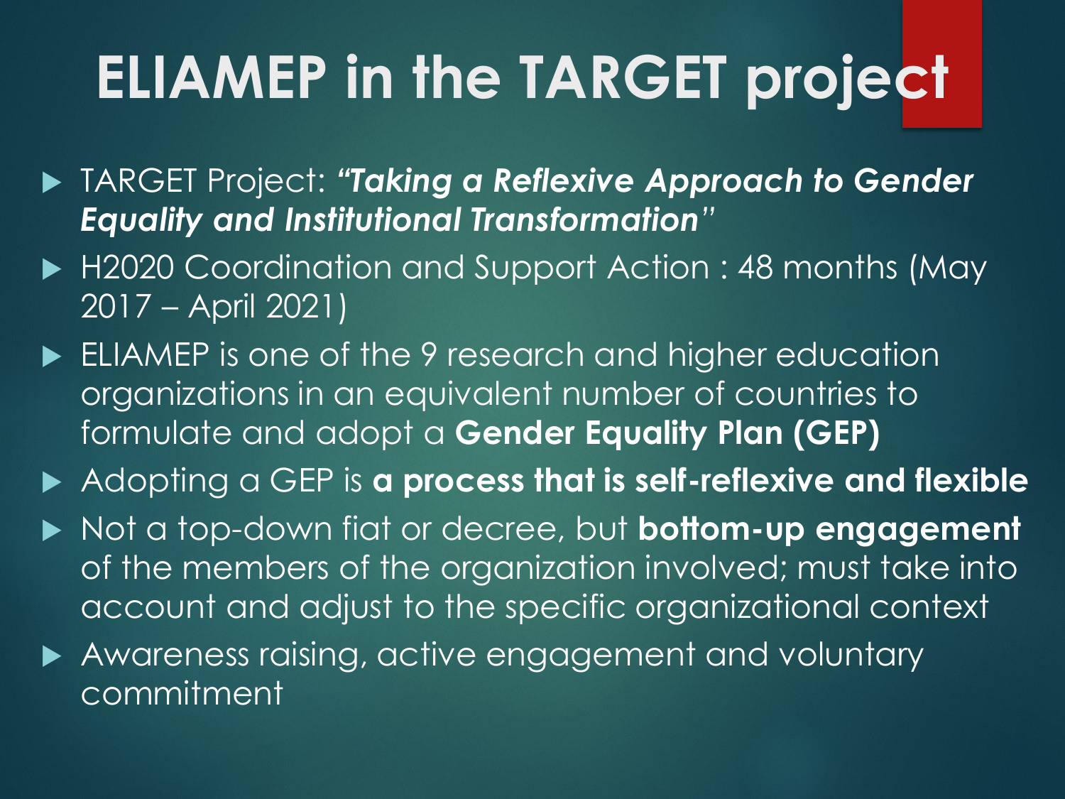# ELIAMEP in the TARGET project

- TARGET Project: ***"Taking a Reflexive Approach to Gender Equality and Institutional Transformation"***
- H2020 Coordination and Support Action : 48 months (May 2017 – April 2021)
- ELIAMEP is one of the 9 research and higher education organizations in an equivalent number of countries to formulate and adopt a **Gender Equality Plan (GEP)**
- Adopting a GEP is **a process that is self-reflexive and flexible**
- Not a top-down fiat or decree, but **bottom-up engagement** of the members of the organization involved; must take into account and adjust to the specific organizational context
- Awareness raising, active engagement and voluntary commitment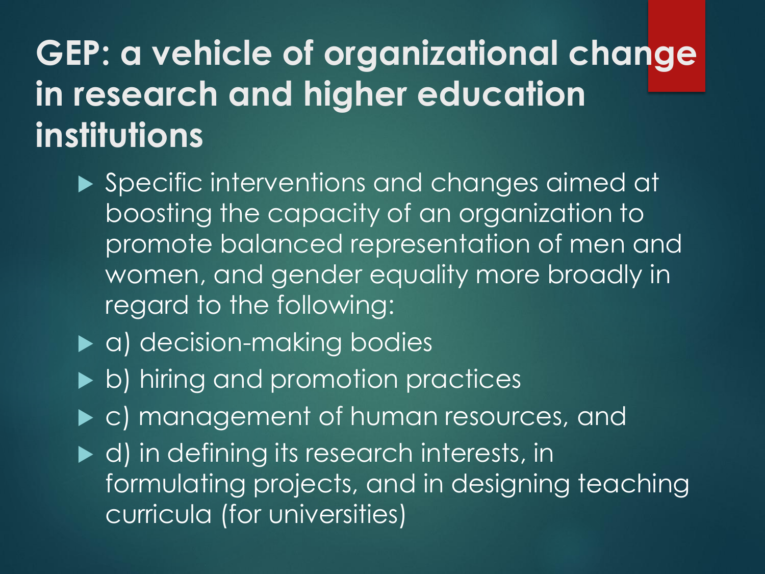# GEP: a vehicle of organizational change in research and higher education institutions

- Specific interventions and changes aimed at boosting the capacity of an organization to promote balanced representation of men and women, and gender equality more broadly in regard to the following:
- a) decision-making bodies
- b) hiring and promotion practices
- c) management of human resources, and
- d) in defining its research interests, in formulating projects, and in designing teaching curricula (for universities)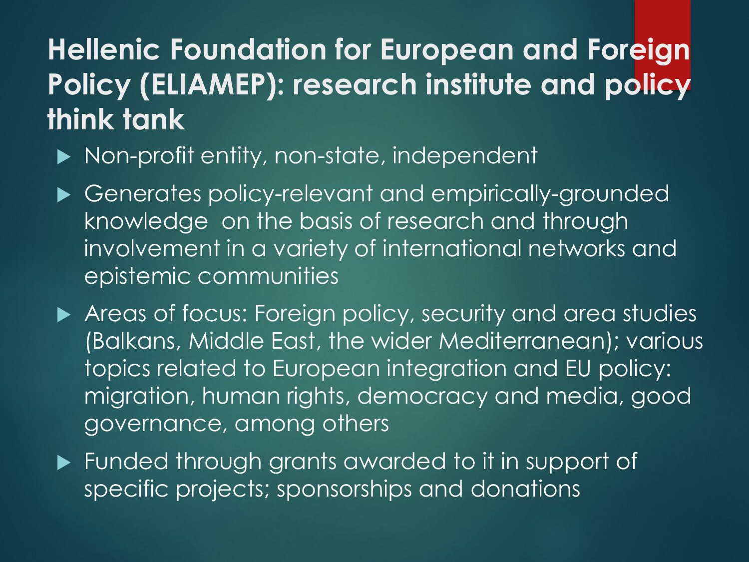# Hellenic Foundation for European and Foreign Policy (ELIAMEP): research institute and policy think tank

- Non-profit entity, non-state, independent
- Generates policy-relevant and empirically-grounded knowledge on the basis of research and through involvement in a variety of international networks and epistemic communities
- Areas of focus: Foreign policy, security and area studies (Balkans, Middle East, the wider Mediterranean); various topics related to European integration and EU policy: migration, human rights, democracy and media, good governance, among others
- Funded through grants awarded to it in support of specific projects; sponsorships and donations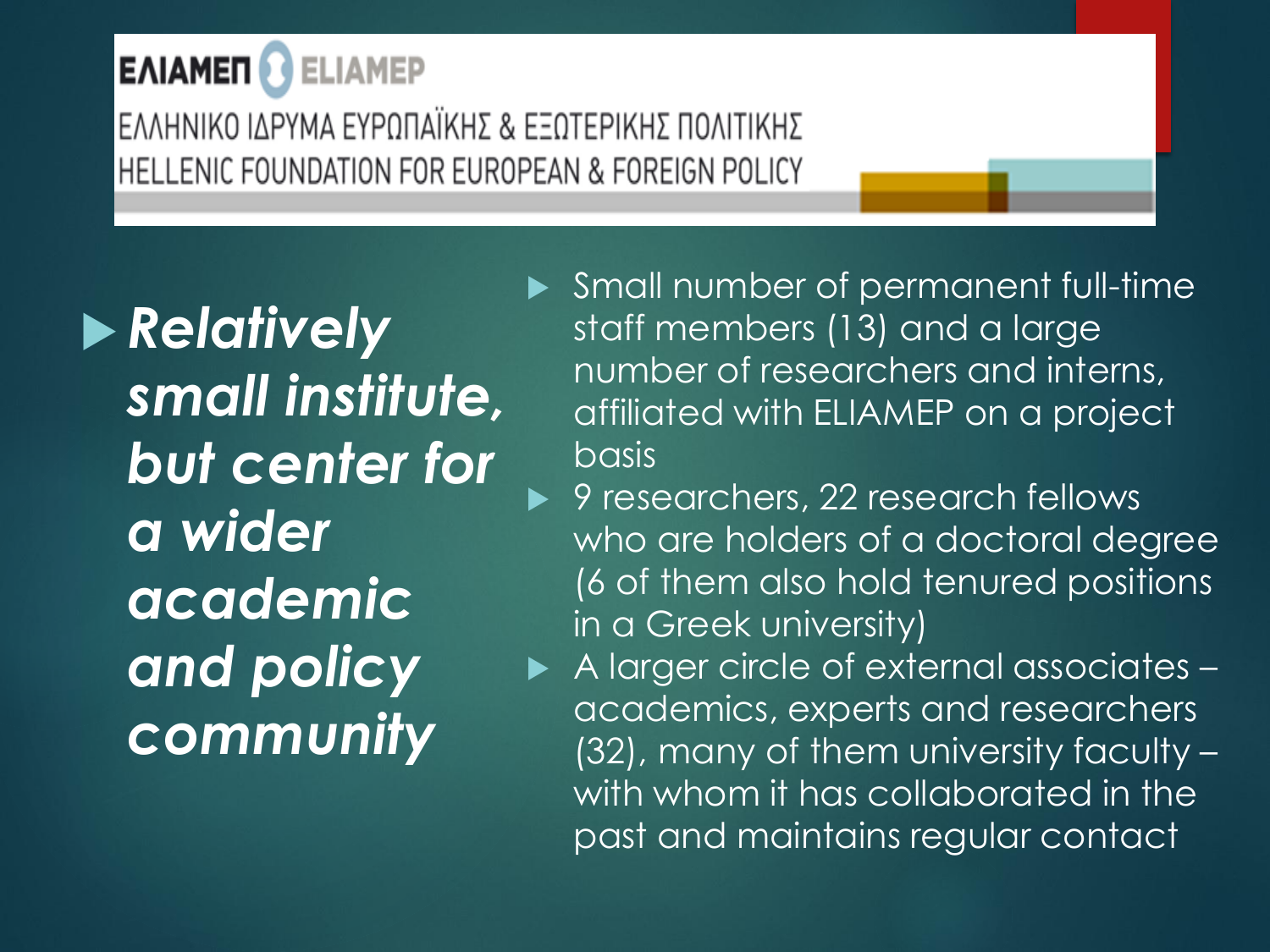ΕΛΙΑΜΕΠ ELIAMEP

ΕΛΛΗΝΙΚΟ ΙΔΡΥΜΑ ΕΥΡΩΠΑΪΚΗΣ & ΕΞΩΤΕΡΙΚΗΣ ΠΟΛΙΤΙΚΗΣ

HELLENIC FOUNDATION FOR EUROPEAN & FOREIGN POLICY

- ***Relatively small institute, but center for a wider academic and policy community***

- Small number of permanent full-time staff members (13) and a large number of researchers and interns, affiliated with ELIAMEP on a project basis
- 9 researchers, 22 research fellows who are holders of a doctoral degree (6 of them also hold tenured positions in a Greek university)
- A larger circle of external associates – academics, experts and researchers (32), many of them university faculty – with whom it has collaborated in the past and maintains regular contact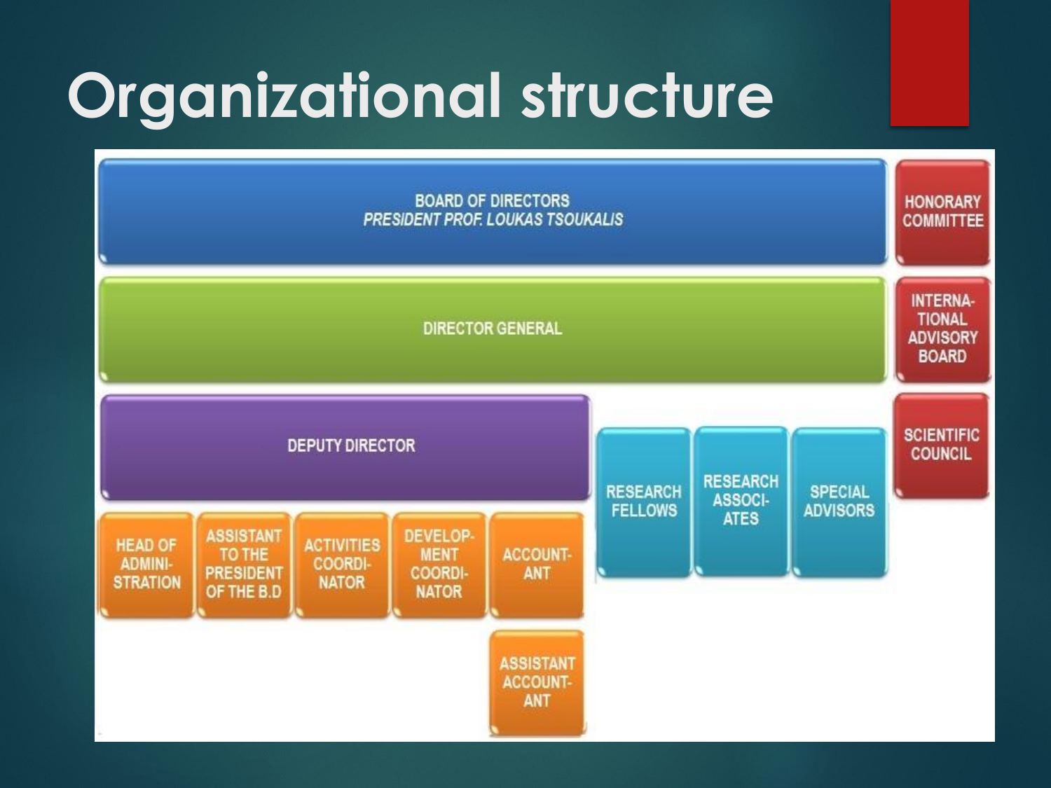# Organizational structure

- BOARD OF DIRECTORS
  *PRESIDENT PROF. LOUKAS TSOUKALIS*
- HONORARY COMMITTEE
- DIRECTOR GENERAL
- INTERNATIONAL ADVISORY BOARD
- DEPUTY DIRECTOR
- SCIENTIFIC COUNCIL
- RESEARCH FELLOWS
- RESEARCH ASSOCIATES
- SPECIAL ADVISORS
- HEAD OF ADMINISTRATION
- ASSISTANT TO THE PRESIDENT OF THE B.D
- ACTIVITIES COORDINATOR
- DEVELOPMENT COORDINATOR
- ACCOUNTANT
- ASSISTANT ACCOUNTANT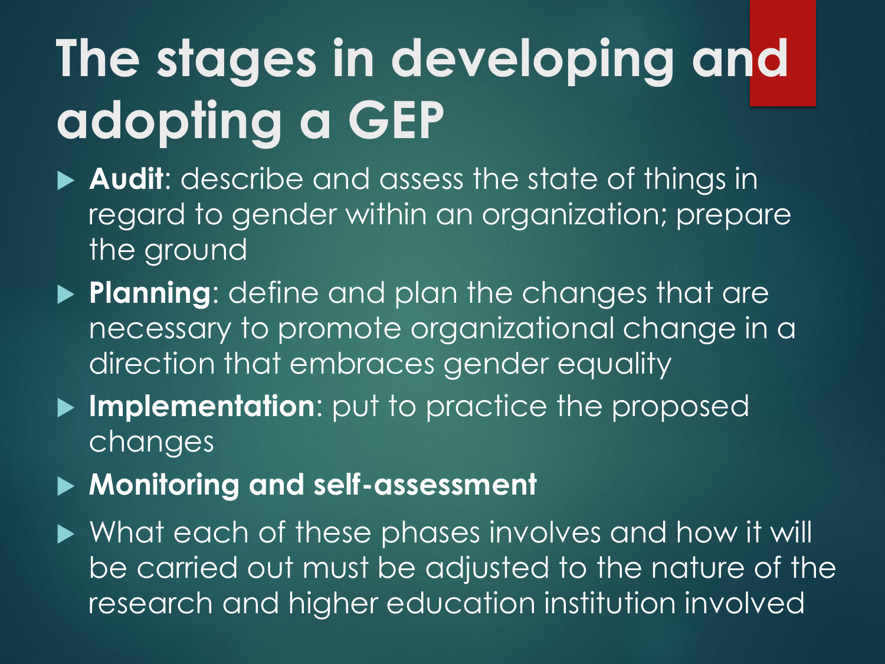# The stages in developing and adopting a GEP

- **Audit**: describe and assess the state of things in regard to gender within an organization; prepare the ground
- **Planning**: define and plan the changes that are necessary to promote organizational change in a direction that embraces gender equality
- **Implementation**: put to practice the proposed changes
- **Monitoring and self-assessment**
- What each of these phases involves and how it will be carried out must be adjusted to the nature of the research and higher education institution involved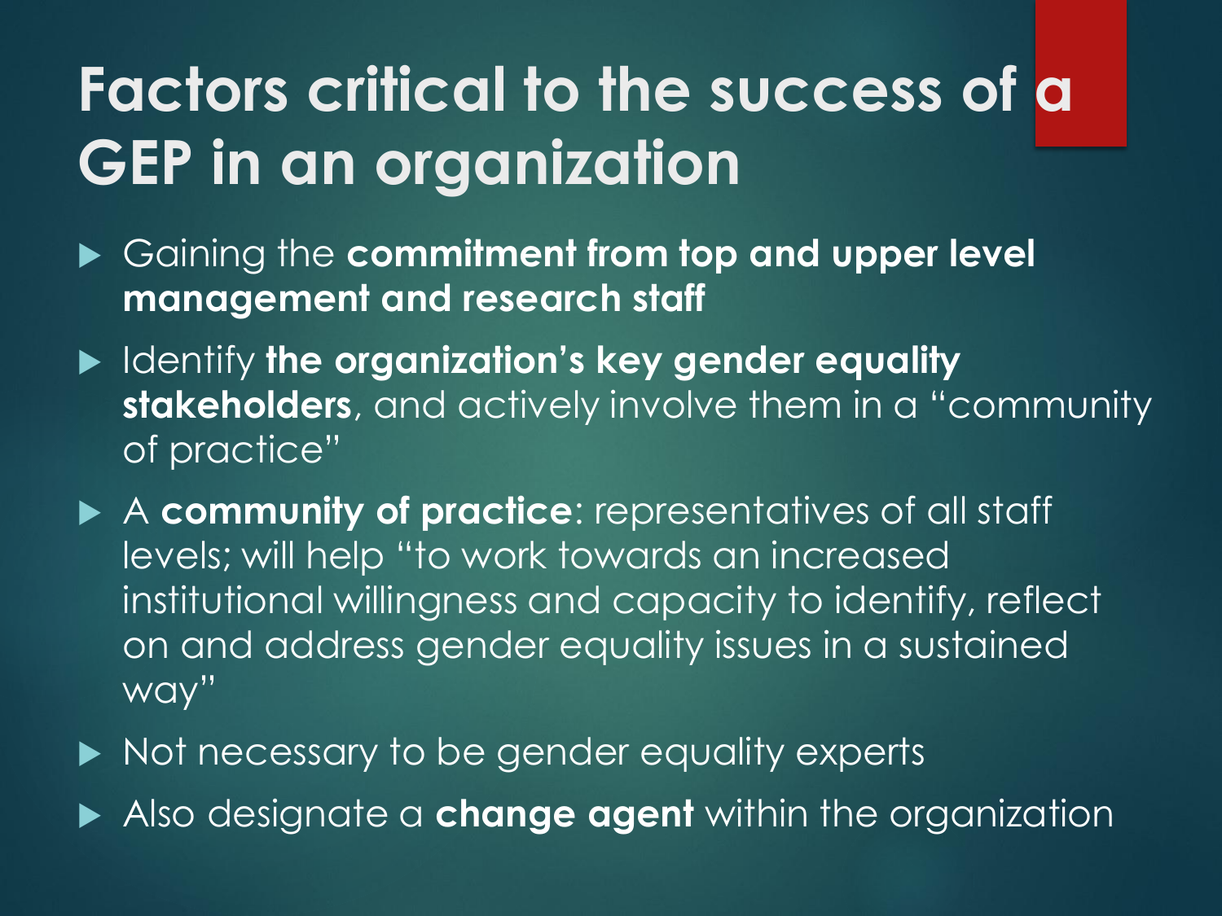# Factors critical to the success of a GEP in an organization

- Gaining the **commitment from top and upper level management and research staff**
- Identify **the organization's key gender equality stakeholders**, and actively involve them in a "community of practice"
- A **community of practice**: representatives of all staff levels; will help "to work towards an increased institutional willingness and capacity to identify, reflect on and address gender equality issues in a sustained way"
- Not necessary to be gender equality experts
- Also designate a **change agent** within the organization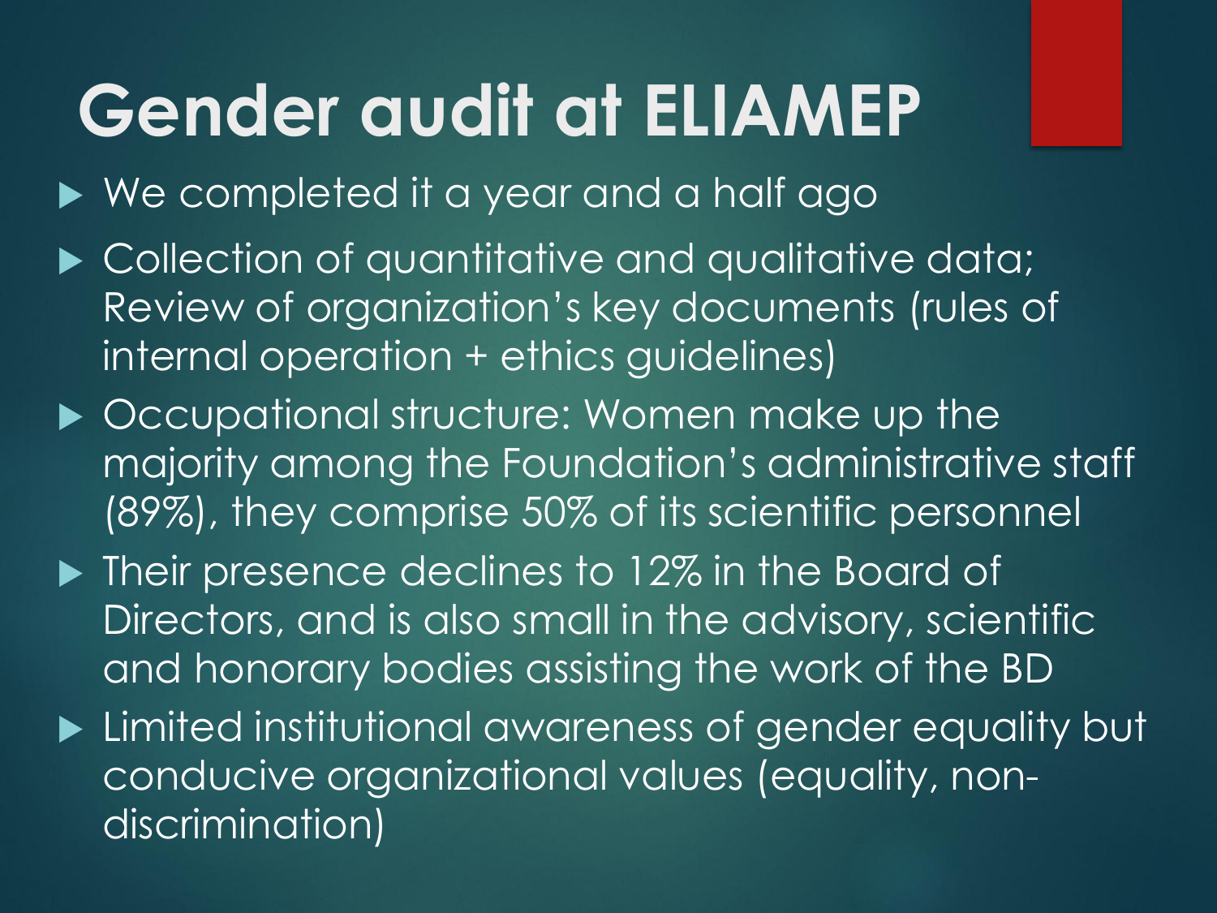# Gender audit at ELIAMEP

- We completed it a year and a half ago
- Collection of quantitative and qualitative data; Review of organization’s key documents (rules of internal operation + ethics guidelines)
- Occupational structure: Women make up the majority among the Foundation’s administrative staff (89%), they comprise 50% of its scientific personnel
- Their presence declines to 12% in the Board of Directors, and is also small in the advisory, scientific and honorary bodies assisting the work of the BD
- Limited institutional awareness of gender equality but conducive organizational values (equality, non-discrimination)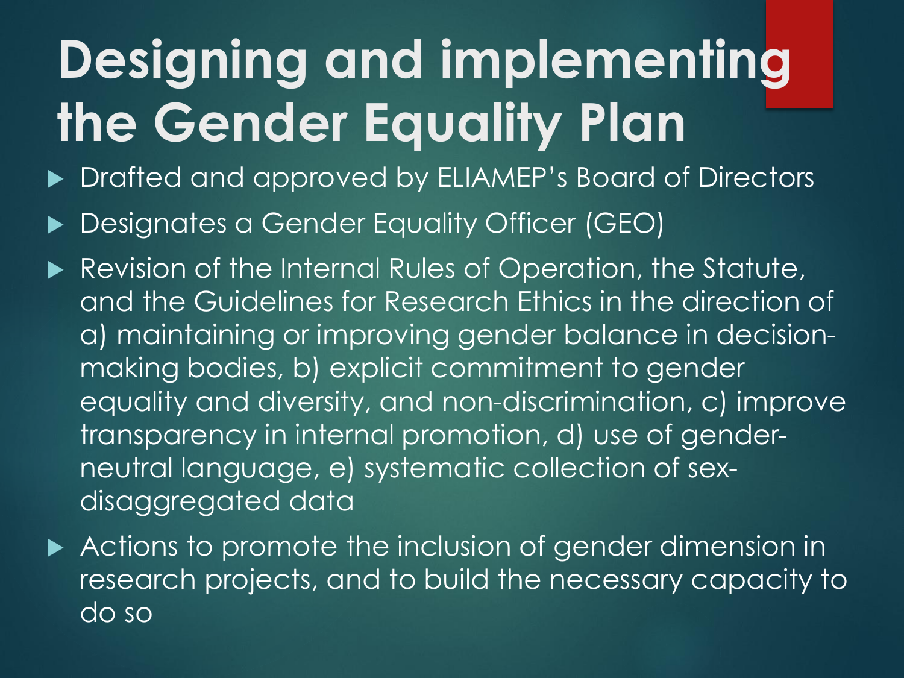# Designing and implementing the Gender Equality Plan

- Drafted and approved by ELIAMEP's Board of Directors
- Designates a Gender Equality Officer (GEO)
- Revision of the Internal Rules of Operation, the Statute, and the Guidelines for Research Ethics in the direction of a) maintaining or improving gender balance in decision-making bodies, b) explicit commitment to gender equality and diversity, and non-discrimination, c) improve transparency in internal promotion, d) use of gender-neutral language, e) systematic collection of sex-disaggregated data
- Actions to promote the inclusion of gender dimension in research projects, and to build the necessary capacity to do so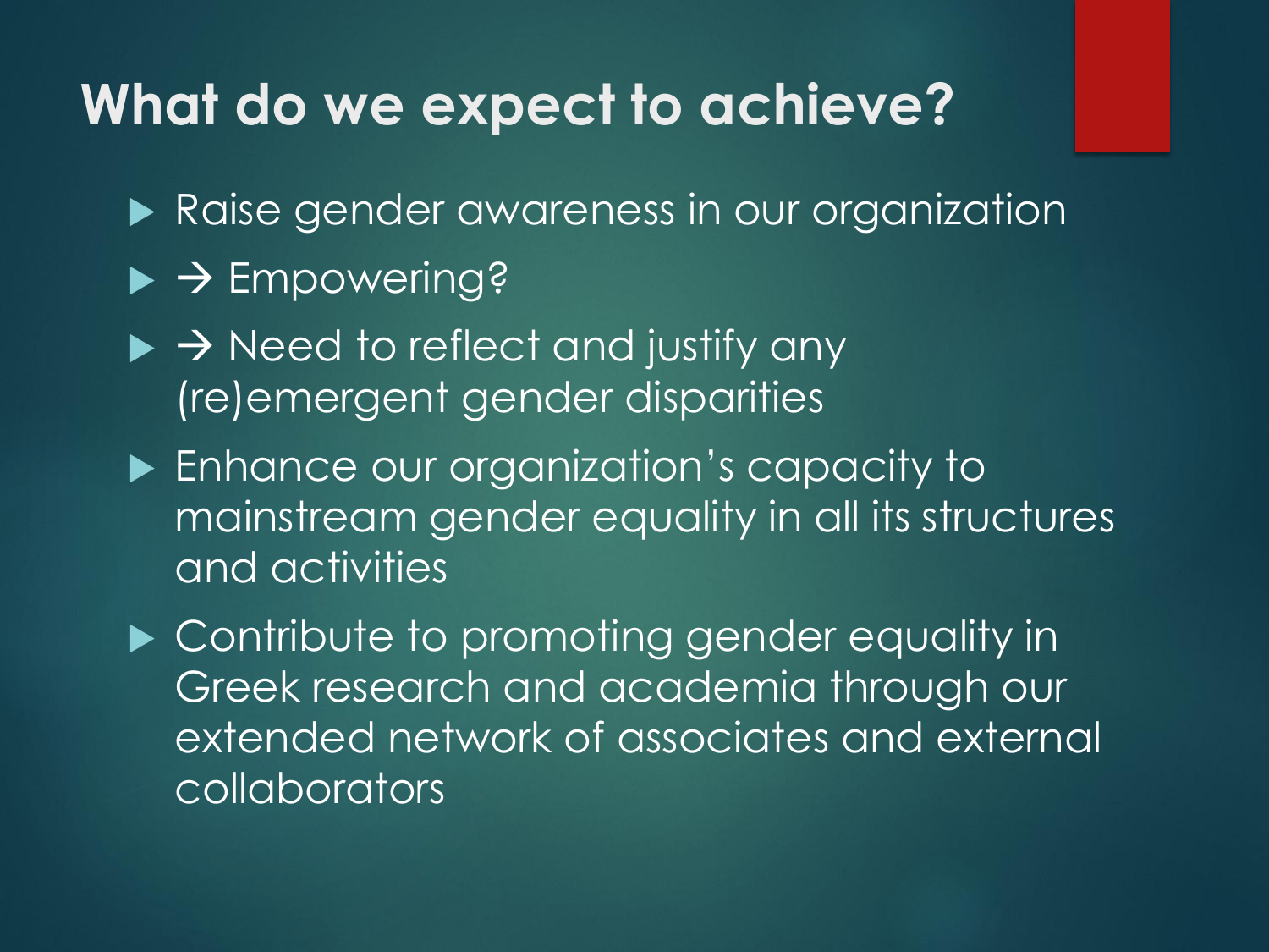# What do we expect to achieve?

- Raise gender awareness in our organization
- → Empowering?
- → Need to reflect and justify any (re)emergent gender disparities
- Enhance our organization's capacity to mainstream gender equality in all its structures and activities
- Contribute to promoting gender equality in Greek research and academia through our extended network of associates and external collaborators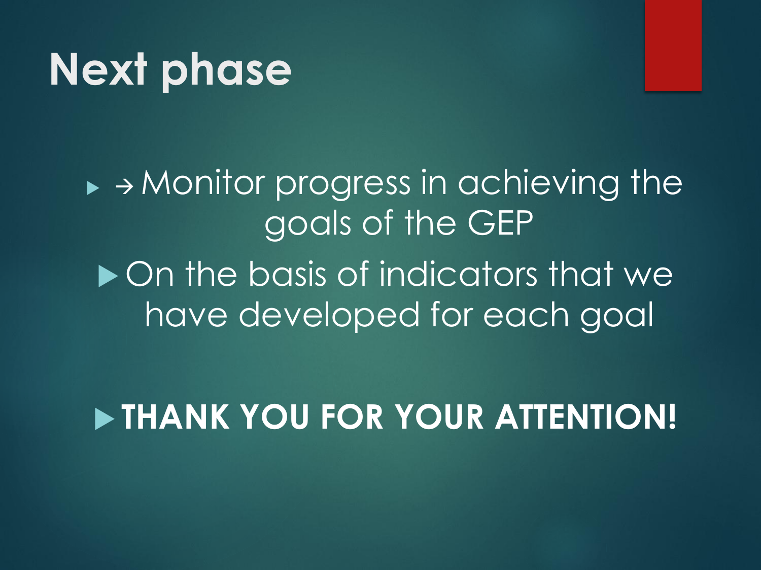# Next phase

- → Monitor progress in achieving the goals of the GEP
  - On the basis of indicators that we have developed for each goal

- **THANK YOU FOR YOUR ATTENTION!**